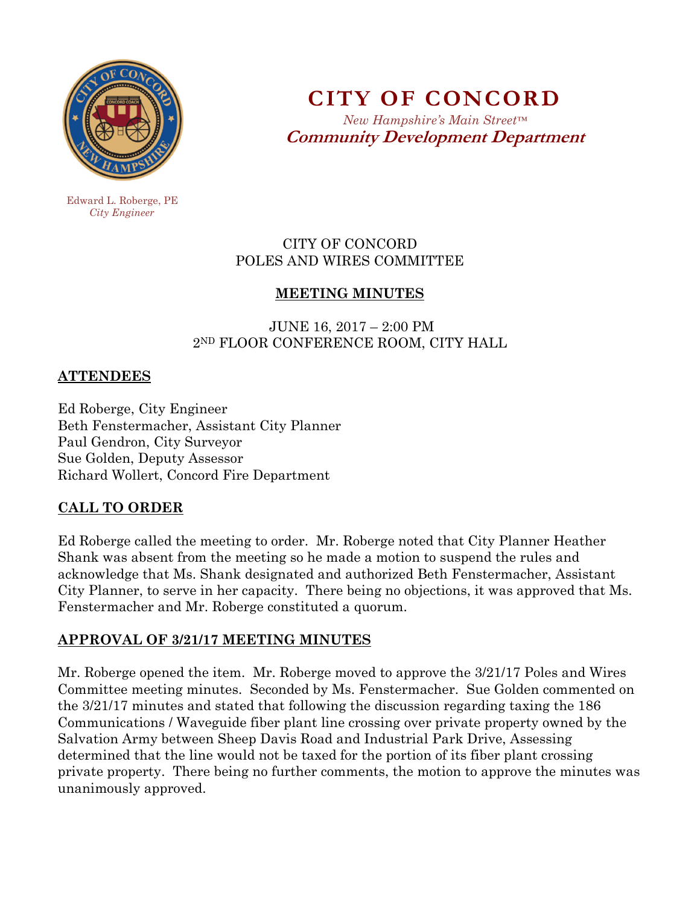# CITY OF CONCORD

*New Hampshire's Main Street™*

**Community Development Department**

Edward L. Roberge, PE
*City Engineer*

CITY OF CONCORD
POLES AND WIRES COMMITTEE

## MEETING MINUTES

JUNE 16, 2017 – 2:00 PM
2ND FLOOR CONFERENCE ROOM, CITY HALL

## ATTENDEES

Ed Roberge, City Engineer
Beth Fenstermacher, Assistant City Planner
Paul Gendron, City Surveyor
Sue Golden, Deputy Assessor
Richard Wollert, Concord Fire Department

## CALL TO ORDER

Ed Roberge called the meeting to order. Mr. Roberge noted that City Planner Heather Shank was absent from the meeting so he made a motion to suspend the rules and acknowledge that Ms. Shank designated and authorized Beth Fenstermacher, Assistant City Planner, to serve in her capacity. There being no objections, it was approved that Ms. Fenstermacher and Mr. Roberge constituted a quorum.

## APPROVAL OF 3/21/17 MEETING MINUTES

Mr. Roberge opened the item. Mr. Roberge moved to approve the 3/21/17 Poles and Wires Committee meeting minutes. Seconded by Ms. Fenstermacher. Sue Golden commented on the 3/21/17 minutes and stated that following the discussion regarding taxing the 186 Communications / Waveguide fiber plant line crossing over private property owned by the Salvation Army between Sheep Davis Road and Industrial Park Drive, Assessing determined that the line would not be taxed for the portion of its fiber plant crossing private property. There being no further comments, the motion to approve the minutes was unanimously approved.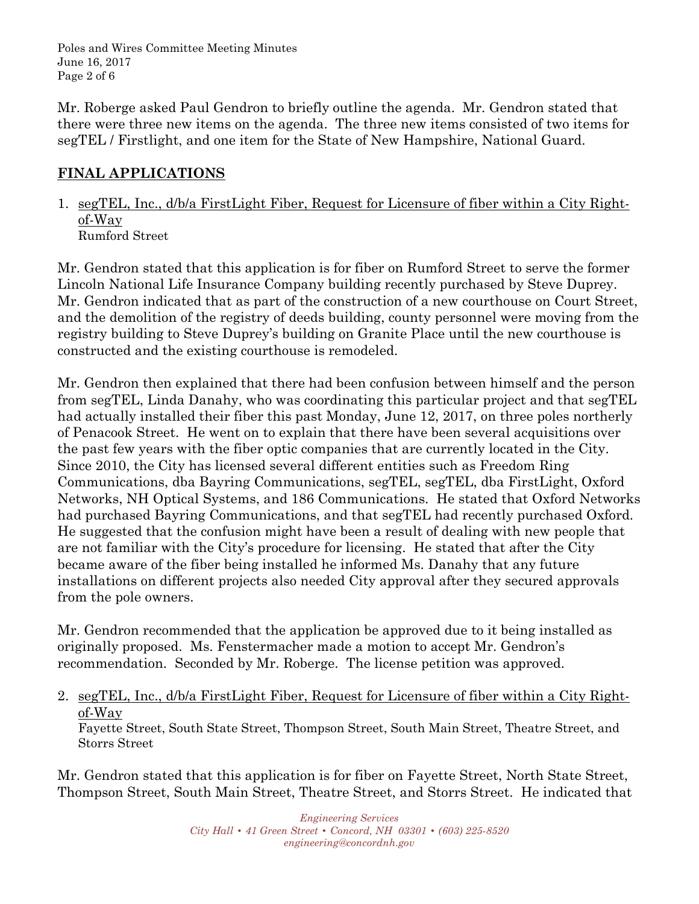Mr. Roberge asked Paul Gendron to briefly outline the agenda. Mr. Gendron stated that there were three new items on the agenda. The three new items consisted of two items for segTEL / Firstlight, and one item for the State of New Hampshire, National Guard.

## **FINAL APPLICATIONS**

1. <u>segTEL, Inc., d/b/a FirstLight Fiber, Request for Licensure of fiber within a City Right-of-Way</u>
   Rumford Street

Mr. Gendron stated that this application is for fiber on Rumford Street to serve the former Lincoln National Life Insurance Company building recently purchased by Steve Duprey. Mr. Gendron indicated that as part of the construction of a new courthouse on Court Street, and the demolition of the registry of deeds building, county personnel were moving from the registry building to Steve Duprey's building on Granite Place until the new courthouse is constructed and the existing courthouse is remodeled.

Mr. Gendron then explained that there had been confusion between himself and the person from segTEL, Linda Danahy, who was coordinating this particular project and that segTEL had actually installed their fiber this past Monday, June 12, 2017, on three poles northerly of Penacook Street. He went on to explain that there have been several acquisitions over the past few years with the fiber optic companies that are currently located in the City. Since 2010, the City has licensed several different entities such as Freedom Ring Communications, dba Bayring Communications, segTEL, segTEL, dba FirstLight, Oxford Networks, NH Optical Systems, and 186 Communications. He stated that Oxford Networks had purchased Bayring Communications, and that segTEL had recently purchased Oxford. He suggested that the confusion might have been a result of dealing with new people that are not familiar with the City's procedure for licensing. He stated that after the City became aware of the fiber being installed he informed Ms. Danahy that any future installations on different projects also needed City approval after they secured approvals from the pole owners.

Mr. Gendron recommended that the application be approved due to it being installed as originally proposed. Ms. Fenstermacher made a motion to accept Mr. Gendron's recommendation. Seconded by Mr. Roberge. The license petition was approved.

2. <u>segTEL, Inc., d/b/a FirstLight Fiber, Request for Licensure of fiber within a City Right-of-Way</u>
   Fayette Street, South State Street, Thompson Street, South Main Street, Theatre Street, and Storrs Street

Mr. Gendron stated that this application is for fiber on Fayette Street, North State Street, Thompson Street, South Main Street, Theatre Street, and Storrs Street. He indicated that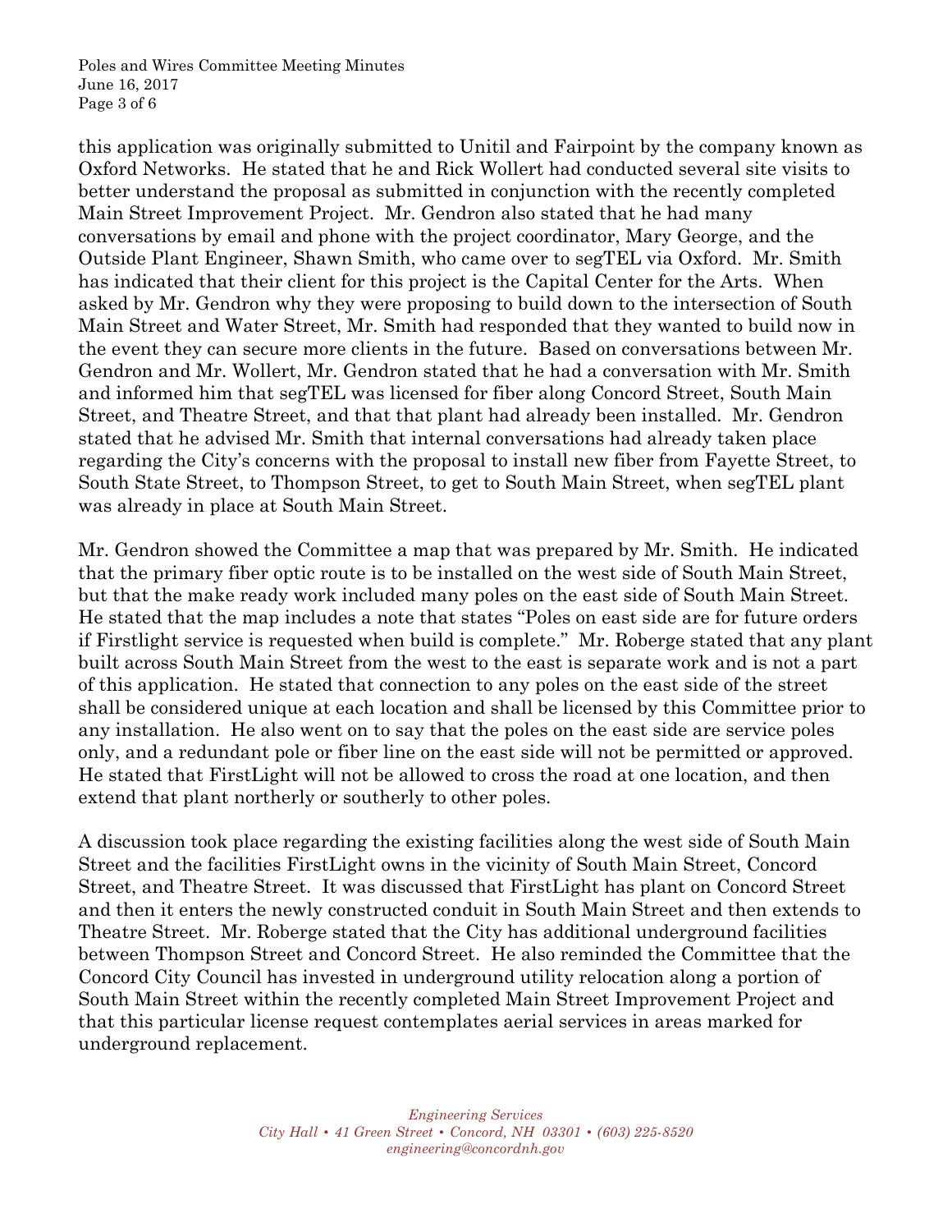this application was originally submitted to Unitil and Fairpoint by the company known as Oxford Networks. He stated that he and Rick Wollert had conducted several site visits to better understand the proposal as submitted in conjunction with the recently completed Main Street Improvement Project. Mr. Gendron also stated that he had many conversations by email and phone with the project coordinator, Mary George, and the Outside Plant Engineer, Shawn Smith, who came over to segTEL via Oxford. Mr. Smith has indicated that their client for this project is the Capital Center for the Arts. When asked by Mr. Gendron why they were proposing to build down to the intersection of South Main Street and Water Street, Mr. Smith had responded that they wanted to build now in the event they can secure more clients in the future. Based on conversations between Mr. Gendron and Mr. Wollert, Mr. Gendron stated that he had a conversation with Mr. Smith and informed him that segTEL was licensed for fiber along Concord Street, South Main Street, and Theatre Street, and that that plant had already been installed. Mr. Gendron stated that he advised Mr. Smith that internal conversations had already taken place regarding the City's concerns with the proposal to install new fiber from Fayette Street, to South State Street, to Thompson Street, to get to South Main Street, when segTEL plant was already in place at South Main Street.

Mr. Gendron showed the Committee a map that was prepared by Mr. Smith. He indicated that the primary fiber optic route is to be installed on the west side of South Main Street, but that the make ready work included many poles on the east side of South Main Street. He stated that the map includes a note that states "Poles on east side are for future orders if Firstlight service is requested when build is complete." Mr. Roberge stated that any plant built across South Main Street from the west to the east is separate work and is not a part of this application. He stated that connection to any poles on the east side of the street shall be considered unique at each location and shall be licensed by this Committee prior to any installation. He also went on to say that the poles on the east side are service poles only, and a redundant pole or fiber line on the east side will not be permitted or approved. He stated that FirstLight will not be allowed to cross the road at one location, and then extend that plant northerly or southerly to other poles.

A discussion took place regarding the existing facilities along the west side of South Main Street and the facilities FirstLight owns in the vicinity of South Main Street, Concord Street, and Theatre Street. It was discussed that FirstLight has plant on Concord Street and then it enters the newly constructed conduit in South Main Street and then extends to Theatre Street. Mr. Roberge stated that the City has additional underground facilities between Thompson Street and Concord Street. He also reminded the Committee that the Concord City Council has invested in underground utility relocation along a portion of South Main Street within the recently completed Main Street Improvement Project and that this particular license request contemplates aerial services in areas marked for underground replacement.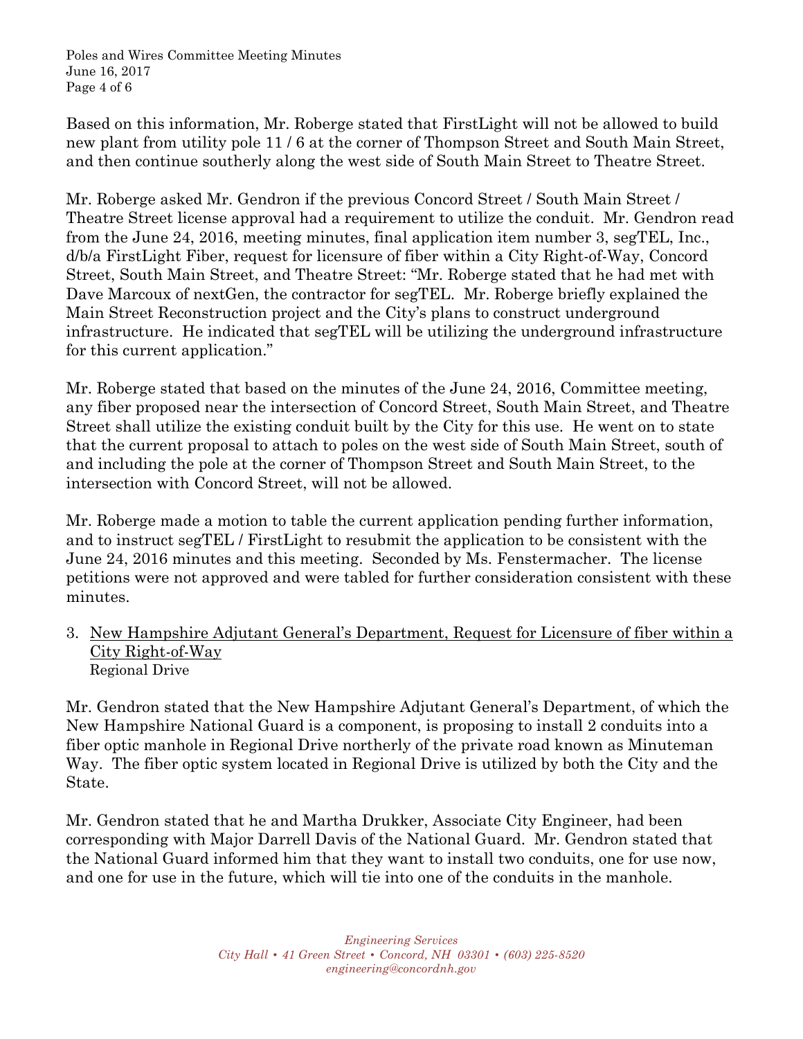Based on this information, Mr. Roberge stated that FirstLight will not be allowed to build new plant from utility pole 11 / 6 at the corner of Thompson Street and South Main Street, and then continue southerly along the west side of South Main Street to Theatre Street.

Mr. Roberge asked Mr. Gendron if the previous Concord Street / South Main Street / Theatre Street license approval had a requirement to utilize the conduit. Mr. Gendron read from the June 24, 2016, meeting minutes, final application item number 3, segTEL, Inc., d/b/a FirstLight Fiber, request for licensure of fiber within a City Right-of-Way, Concord Street, South Main Street, and Theatre Street: "Mr. Roberge stated that he had met with Dave Marcoux of nextGen, the contractor for segTEL. Mr. Roberge briefly explained the Main Street Reconstruction project and the City's plans to construct underground infrastructure. He indicated that segTEL will be utilizing the underground infrastructure for this current application."

Mr. Roberge stated that based on the minutes of the June 24, 2016, Committee meeting, any fiber proposed near the intersection of Concord Street, South Main Street, and Theatre Street shall utilize the existing conduit built by the City for this use. He went on to state that the current proposal to attach to poles on the west side of South Main Street, south of and including the pole at the corner of Thompson Street and South Main Street, to the intersection with Concord Street, will not be allowed.

Mr. Roberge made a motion to table the current application pending further information, and to instruct segTEL / FirstLight to resubmit the application to be consistent with the June 24, 2016 minutes and this meeting. Seconded by Ms. Fenstermacher. The license petitions were not approved and were tabled for further consideration consistent with these minutes.

3. New Hampshire Adjutant General's Department, Request for Licensure of fiber within a City Right-of-Way
   Regional Drive

Mr. Gendron stated that the New Hampshire Adjutant General's Department, of which the New Hampshire National Guard is a component, is proposing to install 2 conduits into a fiber optic manhole in Regional Drive northerly of the private road known as Minuteman Way. The fiber optic system located in Regional Drive is utilized by both the City and the State.

Mr. Gendron stated that he and Martha Drukker, Associate City Engineer, had been corresponding with Major Darrell Davis of the National Guard. Mr. Gendron stated that the National Guard informed him that they want to install two conduits, one for use now, and one for use in the future, which will tie into one of the conduits in the manhole.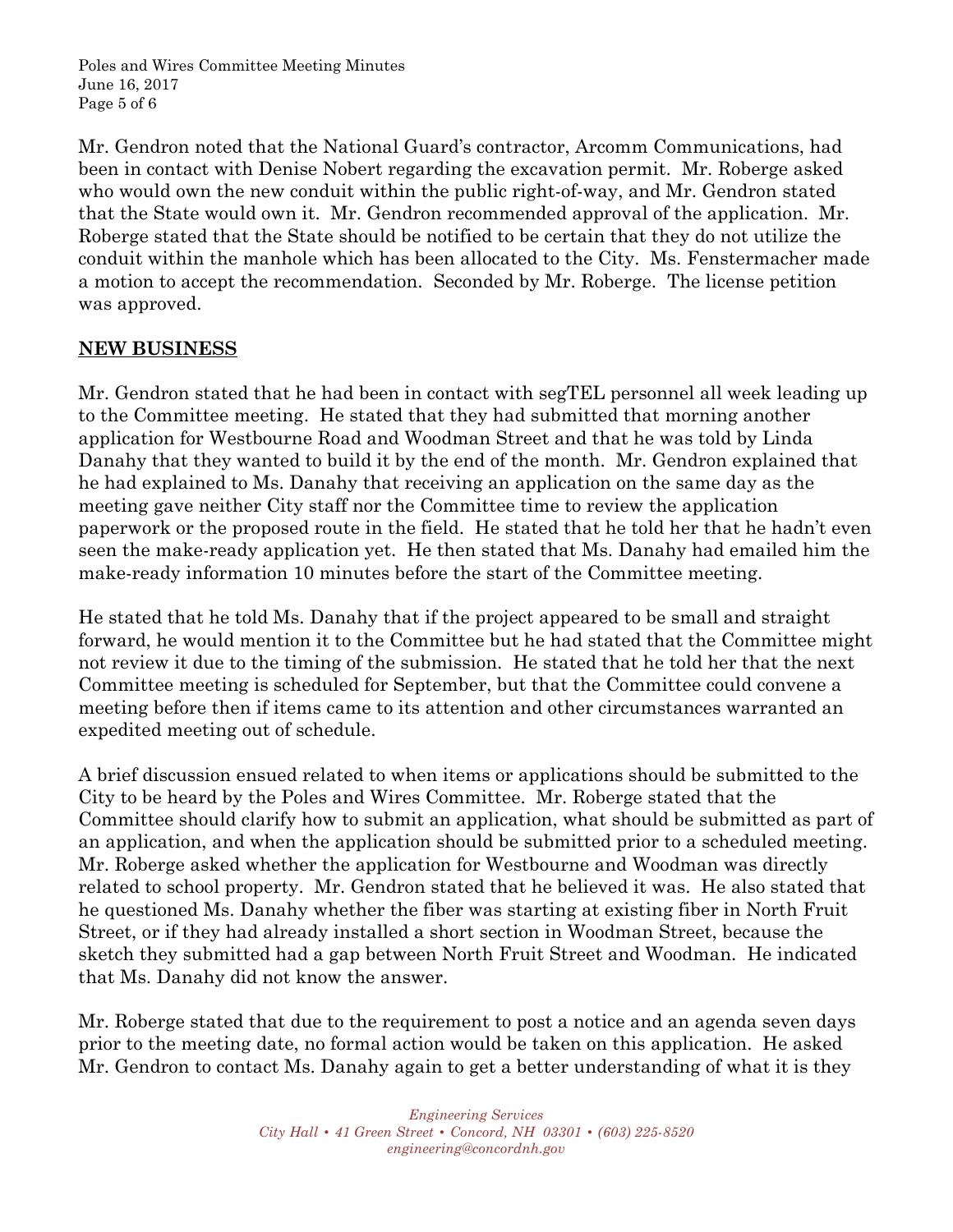Mr. Gendron noted that the National Guard's contractor, Arcomm Communications, had been in contact with Denise Nobert regarding the excavation permit. Mr. Roberge asked who would own the new conduit within the public right-of-way, and Mr. Gendron stated that the State would own it. Mr. Gendron recommended approval of the application. Mr. Roberge stated that the State should be notified to be certain that they do not utilize the conduit within the manhole which has been allocated to the City. Ms. Fenstermacher made a motion to accept the recommendation. Seconded by Mr. Roberge. The license petition was approved.

## NEW BUSINESS

Mr. Gendron stated that he had been in contact with segTEL personnel all week leading up to the Committee meeting. He stated that they had submitted that morning another application for Westbourne Road and Woodman Street and that he was told by Linda Danahy that they wanted to build it by the end of the month. Mr. Gendron explained that he had explained to Ms. Danahy that receiving an application on the same day as the meeting gave neither City staff nor the Committee time to review the application paperwork or the proposed route in the field. He stated that he told her that he hadn't even seen the make-ready application yet. He then stated that Ms. Danahy had emailed him the make-ready information 10 minutes before the start of the Committee meeting.

He stated that he told Ms. Danahy that if the project appeared to be small and straight forward, he would mention it to the Committee but he had stated that the Committee might not review it due to the timing of the submission. He stated that he told her that the next Committee meeting is scheduled for September, but that the Committee could convene a meeting before then if items came to its attention and other circumstances warranted an expedited meeting out of schedule.

A brief discussion ensued related to when items or applications should be submitted to the City to be heard by the Poles and Wires Committee. Mr. Roberge stated that the Committee should clarify how to submit an application, what should be submitted as part of an application, and when the application should be submitted prior to a scheduled meeting. Mr. Roberge asked whether the application for Westbourne and Woodman was directly related to school property. Mr. Gendron stated that he believed it was. He also stated that he questioned Ms. Danahy whether the fiber was starting at existing fiber in North Fruit Street, or if they had already installed a short section in Woodman Street, because the sketch they submitted had a gap between North Fruit Street and Woodman. He indicated that Ms. Danahy did not know the answer.

Mr. Roberge stated that due to the requirement to post a notice and an agenda seven days prior to the meeting date, no formal action would be taken on this application. He asked Mr. Gendron to contact Ms. Danahy again to get a better understanding of what it is they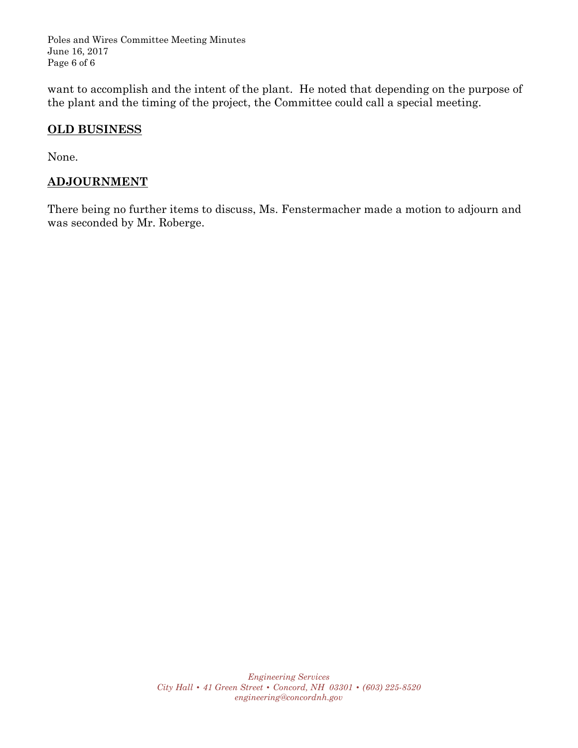want to accomplish and the intent of the plant. He noted that depending on the purpose of the plant and the timing of the project, the Committee could call a special meeting.

## OLD BUSINESS

None.

## ADJOURNMENT

There being no further items to discuss, Ms. Fenstermacher made a motion to adjourn and was seconded by Mr. Roberge.